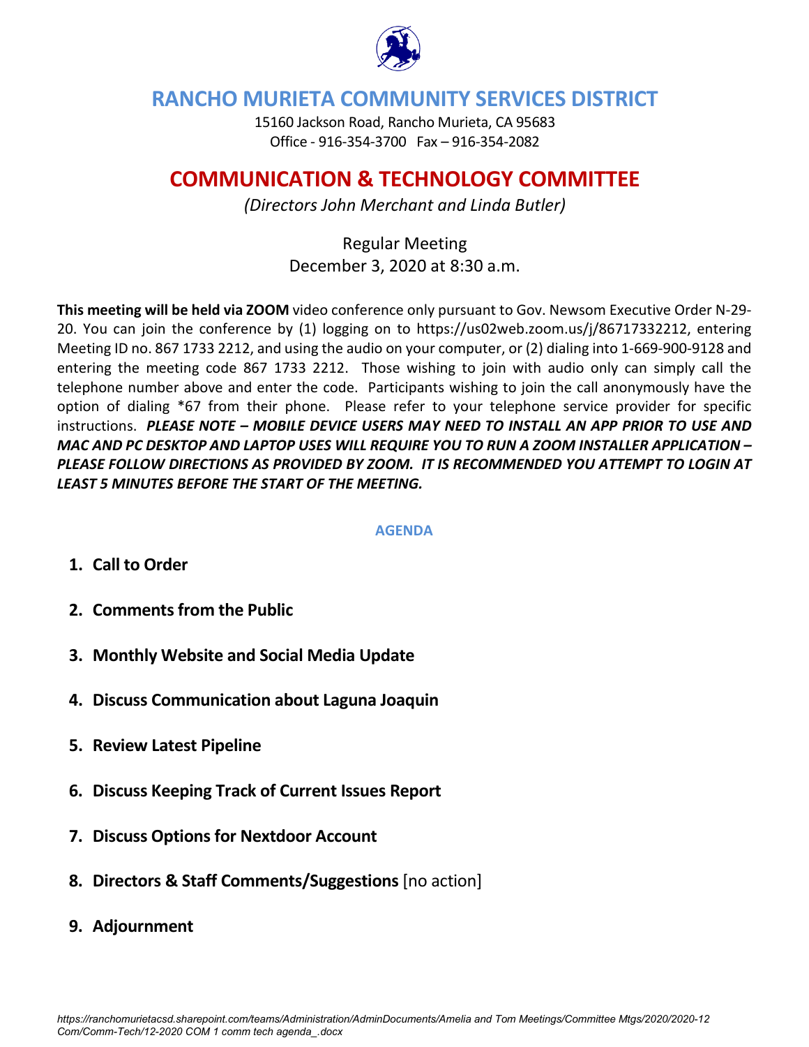# RANCHO MURIETA COMMUNITY SERVICES DISTRICT

15160 Jackson Road, Rancho Murieta, CA 95683
Office - 916-354-3700 Fax – 916-354-2082

## COMMUNICATION & TECHNOLOGY COMMITTEE

*(Directors John Merchant and Linda Butler)*

Regular Meeting
December 3, 2020 at 8:30 a.m.

**This meeting will be held via ZOOM** video conference only pursuant to Gov. Newsom Executive Order N-29-20. You can join the conference by (1) logging on to https://us02web.zoom.us/j/86717332212, entering Meeting ID no. 867 1733 2212, and using the audio on your computer, or (2) dialing into 1-669-900-9128 and entering the meeting code 867 1733 2212. Those wishing to join with audio only can simply call the telephone number above and enter the code. Participants wishing to join the call anonymously have the option of dialing *67 from their phone. Please refer to your telephone service provider for specific instructions. ***PLEASE NOTE – MOBILE DEVICE USERS MAY NEED TO INSTALL AN APP PRIOR TO USE AND MAC AND PC DESKTOP AND LAPTOP USES WILL REQUIRE YOU TO RUN A ZOOM INSTALLER APPLICATION – PLEASE FOLLOW DIRECTIONS AS PROVIDED BY ZOOM. IT IS RECOMMENDED YOU ATTEMPT TO LOGIN AT LEAST 5 MINUTES BEFORE THE START OF THE MEETING.***

### AGENDA

1. **Call to Order**
2. **Comments from the Public**
3. **Monthly Website and Social Media Update**
4. **Discuss Communication about Laguna Joaquin**
5. **Review Latest Pipeline**
6. **Discuss Keeping Track of Current Issues Report**
7. **Discuss Options for Nextdoor Account**
8. **Directors & Staff Comments/Suggestions** [no action]
9. **Adjournment**

*https://ranchomurietacsd.sharepoint.com/teams/Administration/AdminDocuments/Amelia and Tom Meetings/Committee Mtgs/2020/2020-12 Com/Comm-Tech/12-2020 COM 1 comm tech agenda_.docx*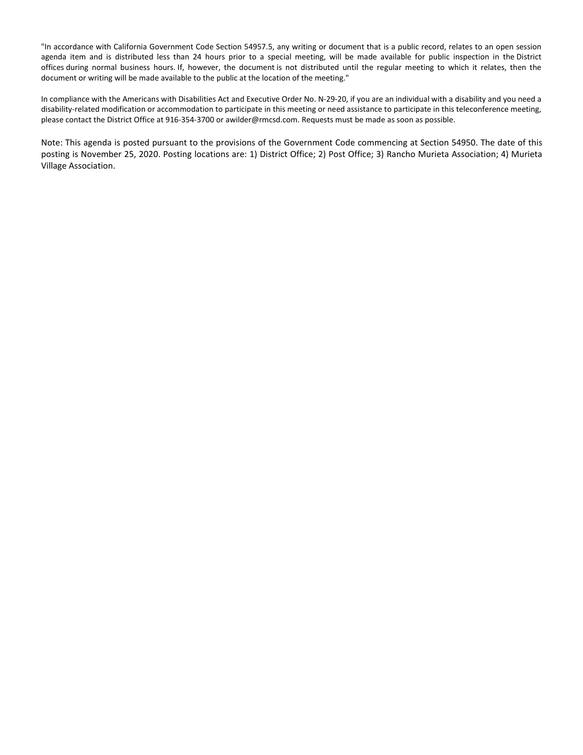"In accordance with California Government Code Section 54957.5, any writing or document that is a public record, relates to an open session agenda item and is distributed less than 24 hours prior to a special meeting, will be made available for public inspection in the District offices during normal business hours. If, however, the document is not distributed until the regular meeting to which it relates, then the document or writing will be made available to the public at the location of the meeting."

In compliance with the Americans with Disabilities Act and Executive Order No. N-29-20, if you are an individual with a disability and you need a disability-related modification or accommodation to participate in this meeting or need assistance to participate in this teleconference meeting, please contact the District Office at 916-354-3700 or awilder@rmcsd.com. Requests must be made as soon as possible.

Note: This agenda is posted pursuant to the provisions of the Government Code commencing at Section 54950. The date of this posting is November 25, 2020. Posting locations are: 1) District Office; 2) Post Office; 3) Rancho Murieta Association; 4) Murieta Village Association.